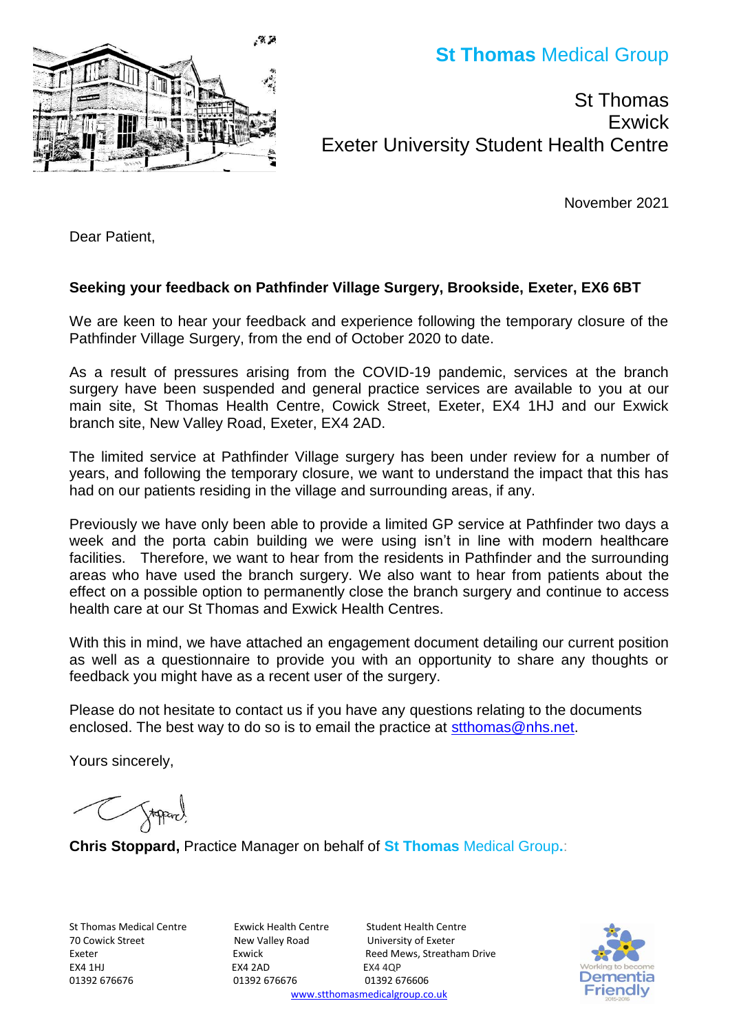**St Thomas** Medical Group

St Thomas
Exwick
Exeter University Student Health Centre

November 2021

Dear Patient,

**Seeking your feedback on Pathfinder Village Surgery, Brookside, Exeter, EX6 6BT**

We are keen to hear your feedback and experience following the temporary closure of the Pathfinder Village Surgery, from the end of October 2020 to date.

As a result of pressures arising from the COVID-19 pandemic, services at the branch surgery have been suspended and general practice services are available to you at our main site, St Thomas Health Centre, Cowick Street, Exeter, EX4 1HJ and our Exwick branch site, New Valley Road, Exeter, EX4 2AD.

The limited service at Pathfinder Village surgery has been under review for a number of years, and following the temporary closure, we want to understand the impact that this has had on our patients residing in the village and surrounding areas, if any.

Previously we have only been able to provide a limited GP service at Pathfinder two days a week and the porta cabin building we were using isn't in line with modern healthcare facilities. Therefore, we want to hear from the residents in Pathfinder and the surrounding areas who have used the branch surgery. We also want to hear from patients about the effect on a possible option to permanently close the branch surgery and continue to access health care at our St Thomas and Exwick Health Centres.

With this in mind, we have attached an engagement document detailing our current position as well as a questionnaire to provide you with an opportunity to share any thoughts or feedback you might have as a recent user of the surgery.

Please do not hesitate to contact us if you have any questions relating to the documents enclosed. The best way to do so is to email the practice at stthomas@nhs.net.

Yours sincerely,

**Chris Stoppard,** Practice Manager on behalf of **St Thomas** Medical Group.

St Thomas Medical Centre
70 Cowick Street
Exeter
EX4 1HJ
01392 676676

Exwick Health Centre
New Valley Road
Exwick
EX4 2AD
01392 676676

Student Health Centre
University of Exeter
Reed Mews, Streatham Drive
EX4 4QP
01392 676606

www.stthomasmedicalgroup.co.uk

Working to become Dementia Friendly 2015-2016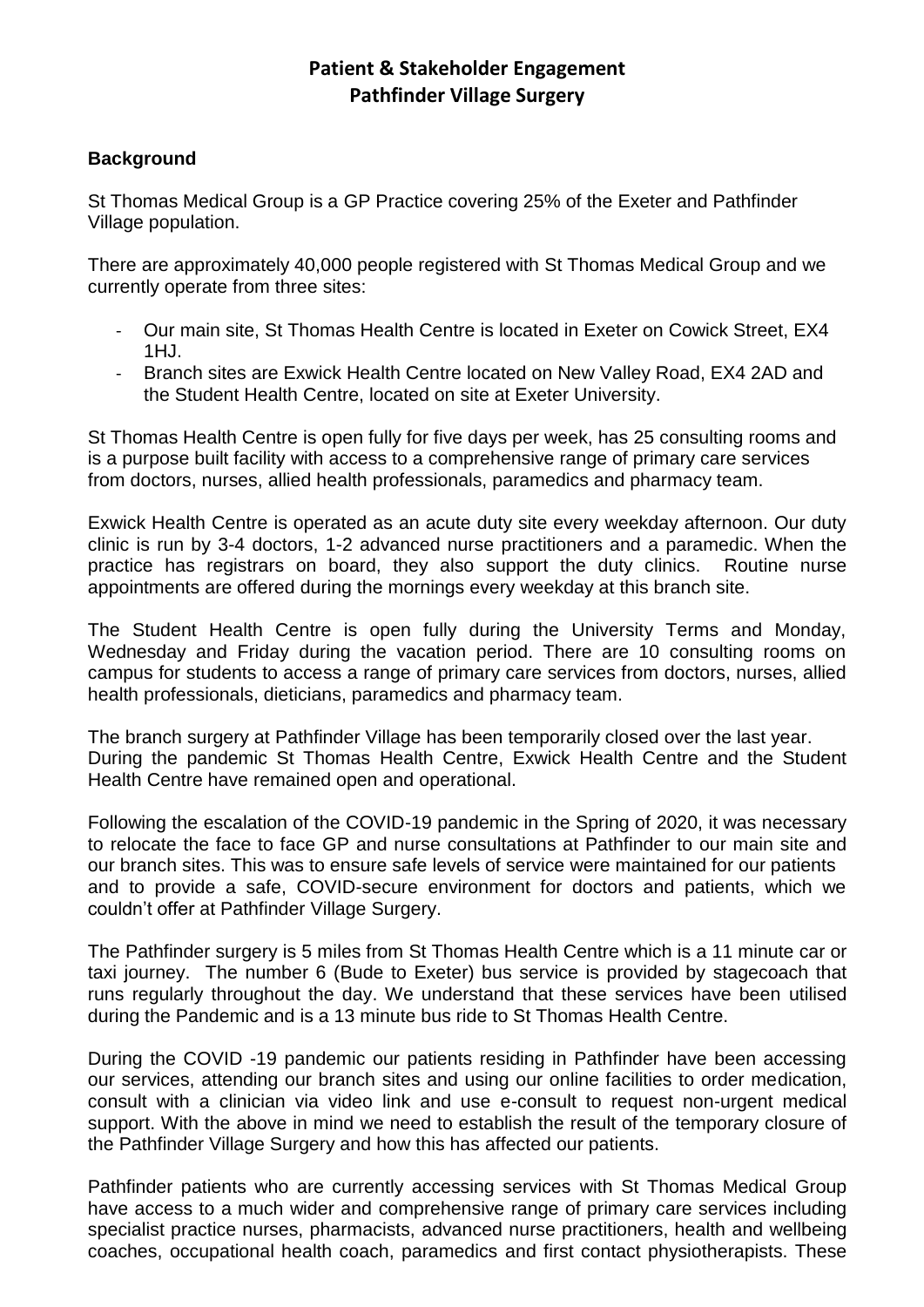**Patient & Stakeholder Engagement**
**Pathfinder Village Surgery**

## Background

St Thomas Medical Group is a GP Practice covering 25% of the Exeter and Pathfinder Village population.

There are approximately 40,000 people registered with St Thomas Medical Group and we currently operate from three sites:

- Our main site, St Thomas Health Centre is located in Exeter on Cowick Street, EX4 1HJ.
- Branch sites are Exwick Health Centre located on New Valley Road, EX4 2AD and the Student Health Centre, located on site at Exeter University.

St Thomas Health Centre is open fully for five days per week, has 25 consulting rooms and is a purpose built facility with access to a comprehensive range of primary care services from doctors, nurses, allied health professionals, paramedics and pharmacy team.

Exwick Health Centre is operated as an acute duty site every weekday afternoon. Our duty clinic is run by 3-4 doctors, 1-2 advanced nurse practitioners and a paramedic. When the practice has registrars on board, they also support the duty clinics. Routine nurse appointments are offered during the mornings every weekday at this branch site.

The Student Health Centre is open fully during the University Terms and Monday, Wednesday and Friday during the vacation period. There are 10 consulting rooms on campus for students to access a range of primary care services from doctors, nurses, allied health professionals, dieticians, paramedics and pharmacy team.

The branch surgery at Pathfinder Village has been temporarily closed over the last year. During the pandemic St Thomas Health Centre, Exwick Health Centre and the Student Health Centre have remained open and operational.

Following the escalation of the COVID-19 pandemic in the Spring of 2020, it was necessary to relocate the face to face GP and nurse consultations at Pathfinder to our main site and our branch sites. This was to ensure safe levels of service were maintained for our patients and to provide a safe, COVID-secure environment for doctors and patients, which we couldn't offer at Pathfinder Village Surgery.

The Pathfinder surgery is 5 miles from St Thomas Health Centre which is a 11 minute car or taxi journey. The number 6 (Bude to Exeter) bus service is provided by stagecoach that runs regularly throughout the day. We understand that these services have been utilised during the Pandemic and is a 13 minute bus ride to St Thomas Health Centre.

During the COVID -19 pandemic our patients residing in Pathfinder have been accessing our services, attending our branch sites and using our online facilities to order medication, consult with a clinician via video link and use e-consult to request non-urgent medical support. With the above in mind we need to establish the result of the temporary closure of the Pathfinder Village Surgery and how this has affected our patients.

Pathfinder patients who are currently accessing services with St Thomas Medical Group have access to a much wider and comprehensive range of primary care services including specialist practice nurses, pharmacists, advanced nurse practitioners, health and wellbeing coaches, occupational health coach, paramedics and first contact physiotherapists. These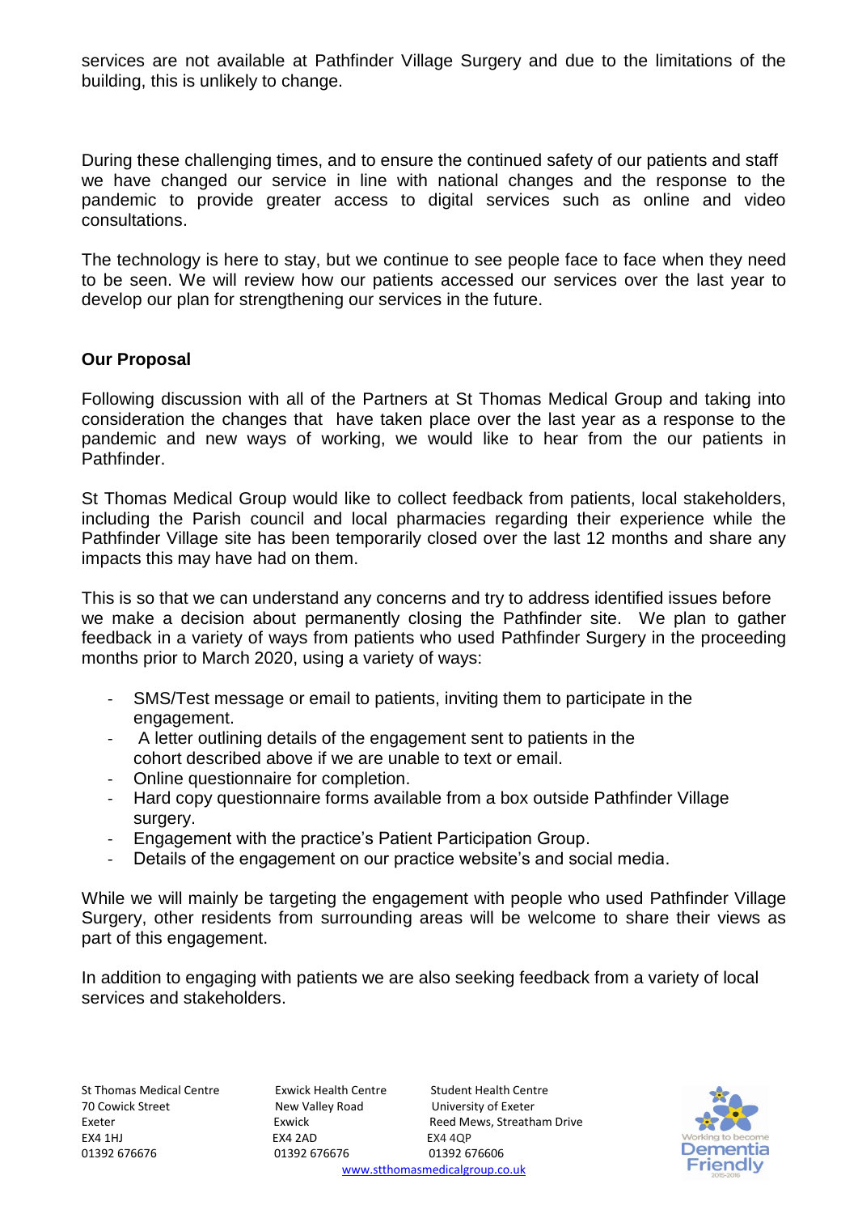services are not available at Pathfinder Village Surgery and due to the limitations of the building, this is unlikely to change.

During these challenging times, and to ensure the continued safety of our patients and staff we have changed our service in line with national changes and the response to the pandemic to provide greater access to digital services such as online and video consultations.

The technology is here to stay, but we continue to see people face to face when they need to be seen. We will review how our patients accessed our services over the last year to develop our plan for strengthening our services in the future.

**Our Proposal**

Following discussion with all of the Partners at St Thomas Medical Group and taking into consideration the changes that have taken place over the last year as a response to the pandemic and new ways of working, we would like to hear from the our patients in Pathfinder.

St Thomas Medical Group would like to collect feedback from patients, local stakeholders, including the Parish council and local pharmacies regarding their experience while the Pathfinder Village site has been temporarily closed over the last 12 months and share any impacts this may have had on them.

This is so that we can understand any concerns and try to address identified issues before we make a decision about permanently closing the Pathfinder site. We plan to gather feedback in a variety of ways from patients who used Pathfinder Surgery in the proceeding months prior to March 2020, using a variety of ways:

- SMS/Test message or email to patients, inviting them to participate in the engagement.
- A letter outlining details of the engagement sent to patients in the cohort described above if we are unable to text or email.
- Online questionnaire for completion.
- Hard copy questionnaire forms available from a box outside Pathfinder Village surgery.
- Engagement with the practice's Patient Participation Group.
- Details of the engagement on our practice website's and social media.

While we will mainly be targeting the engagement with people who used Pathfinder Village Surgery, other residents from surrounding areas will be welcome to share their views as part of this engagement.

In addition to engaging with patients we are also seeking feedback from a variety of local services and stakeholders.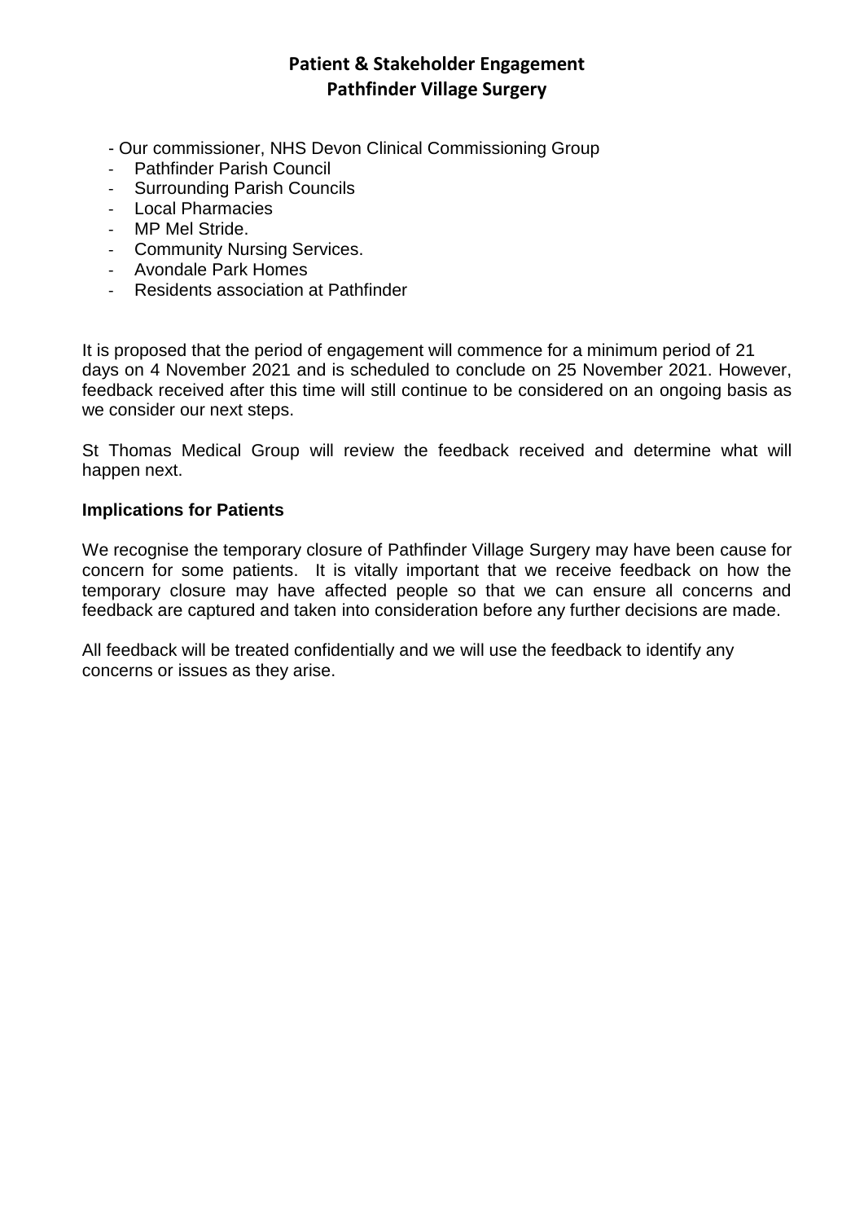- Our commissioner, NHS Devon Clinical Commissioning Group
- Pathfinder Parish Council
- Surrounding Parish Councils
- Local Pharmacies
- MP Mel Stride.
- Community Nursing Services.
- Avondale Park Homes
- Residents association at Pathfinder

It is proposed that the period of engagement will commence for a minimum period of 21 days on 4 November 2021 and is scheduled to conclude on 25 November 2021. However, feedback received after this time will still continue to be considered on an ongoing basis as we consider our next steps.

St Thomas Medical Group will review the feedback received and determine what will happen next.

**Implications for Patients**

We recognise the temporary closure of Pathfinder Village Surgery may have been cause for concern for some patients. It is vitally important that we receive feedback on how the temporary closure may have affected people so that we can ensure all concerns and feedback are captured and taken into consideration before any further decisions are made.

All feedback will be treated confidentially and we will use the feedback to identify any concerns or issues as they arise.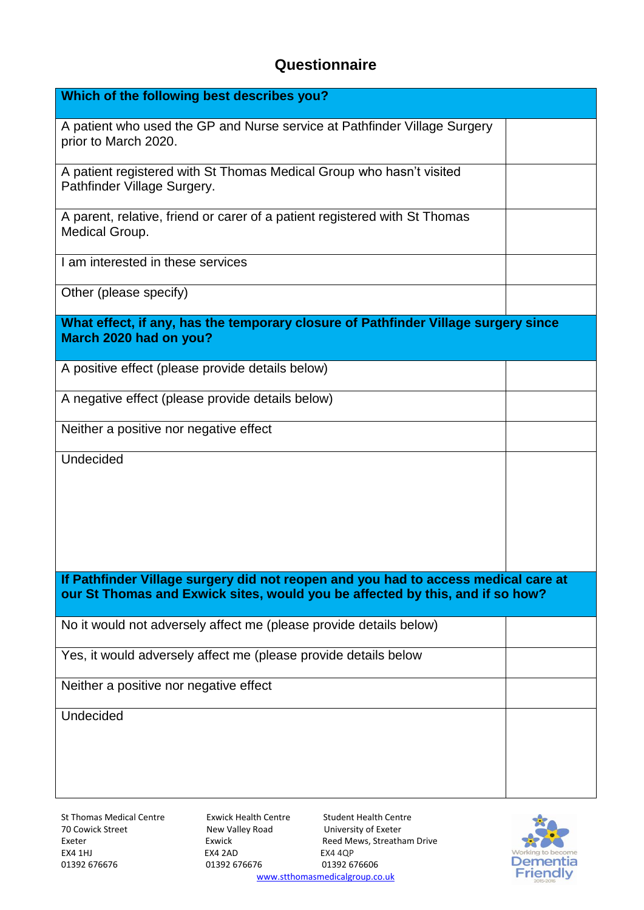## Questionnaire

| Which of the following best describes you? | |
|---|---|
| A patient who used the GP and Nurse service at Pathfinder Village Surgery prior to March 2020. | |
| A patient registered with St Thomas Medical Group who hasn't visited Pathfinder Village Surgery. | |
| A parent, relative, friend or carer of a patient registered with St Thomas Medical Group. | |
| I am interested in these services | |
| Other (please specify) | |
| **What effect, if any, has the temporary closure of Pathfinder Village surgery since March 2020 had on you?** | |
| A positive effect (please provide details below) | |
| A negative effect (please provide details below) | |
| Neither a positive nor negative effect | |
| Undecided | |
| **If Pathfinder Village surgery did not reopen and you had to access medical care at our St Thomas and Exwick sites, would you be affected by this, and if so how?** | |
| No it would not adversely affect me (please provide details below) | |
| Yes, it would adversely affect me (please provide details below | |
| Neither a positive nor negative effect | |
| Undecided | |

St Thomas Medical Centre
70 Cowick Street
Exeter
EX4 1HJ
01392 676676

Exwick Health Centre
New Valley Road
Exwick
EX4 2AD
01392 676676

Student Health Centre
University of Exeter
Reed Mews, Streatham Drive
EX4 4QP
01392 676606

www.stthomasmedicalgroup.co.uk

Working to become Dementia Friendly 2015-2016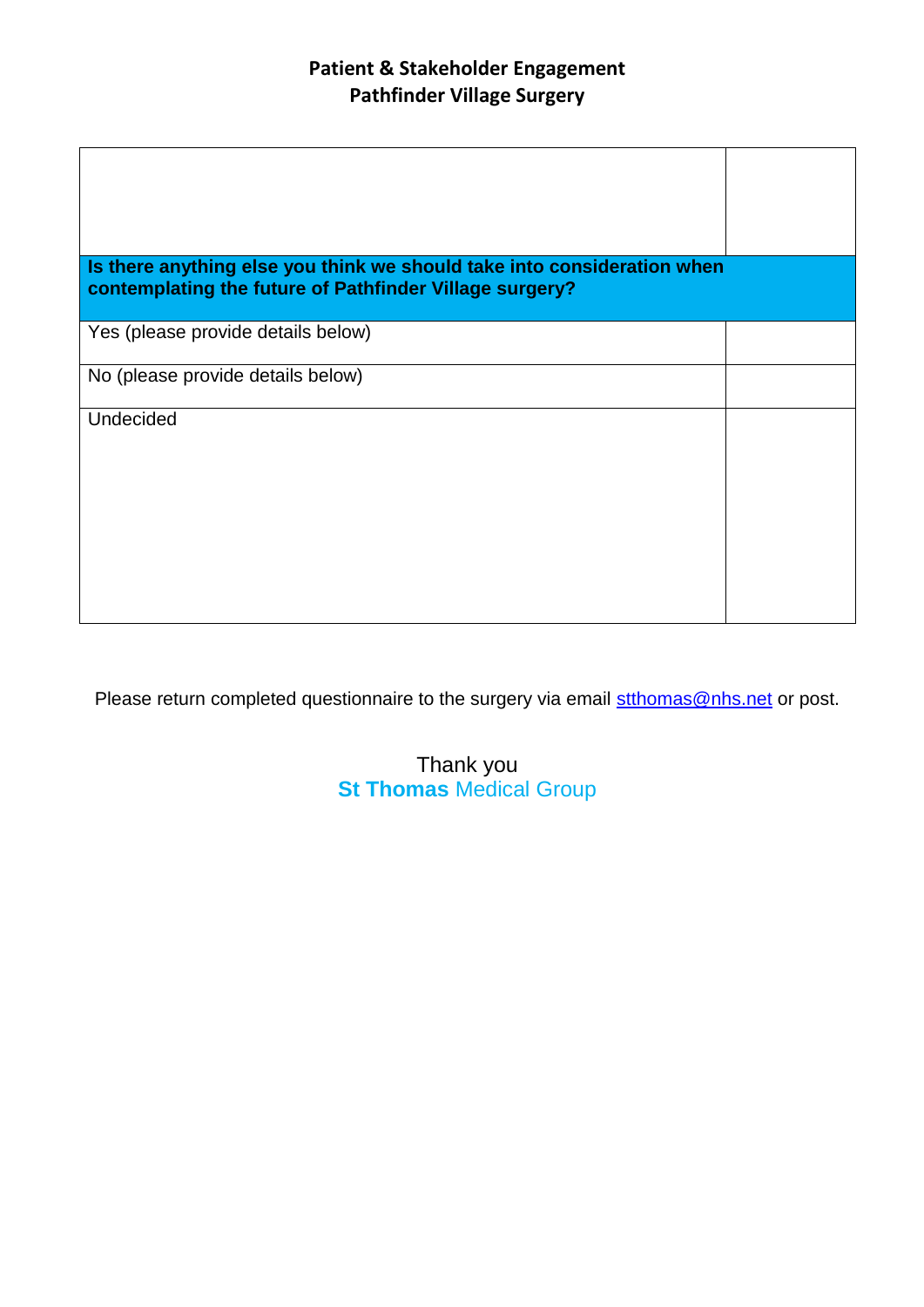**Patient & Stakeholder Engagement**
**Pathfinder Village Surgery**

| | |
|---|---|
| | |
| **Is there anything else you think we should take into consideration when contemplating the future of Pathfinder Village surgery?** | |
| Yes (please provide details below) | |
| No (please provide details below) | |
| Undecided | |

Please return completed questionnaire to the surgery via email stthomas@nhs.net or post.

Thank you
**St Thomas** Medical Group